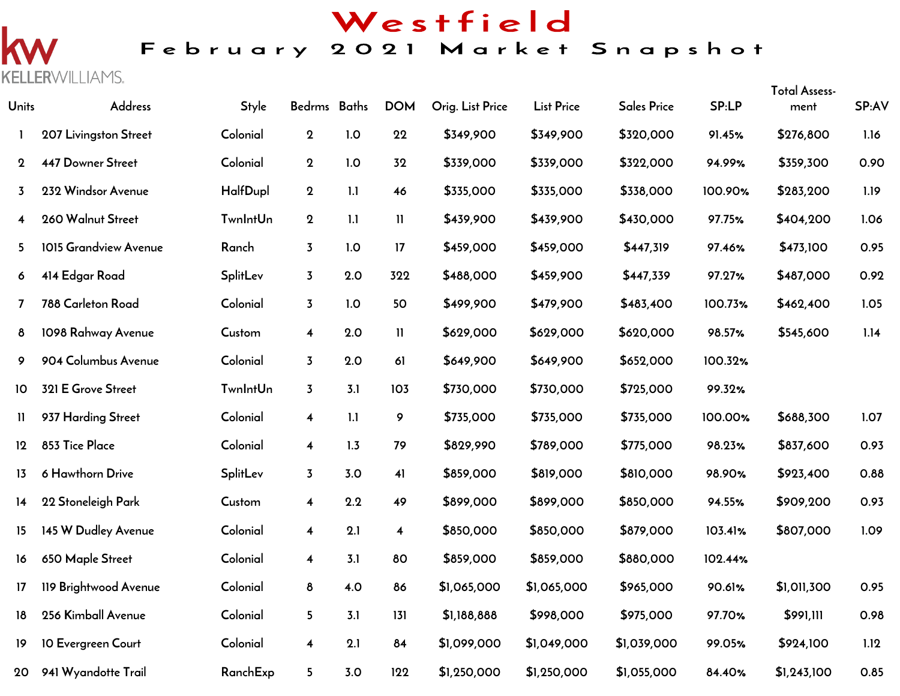# Westfield

## February 2021 Market Snapshot

KELLERWILLIAMS.

| Units | Address | Style | Bedrms | Baths | DOM | Orig. List Price | List Price | Sales Price | SP:LP | Total Assess-ment | SP:AV |
|---|---|---|---|---|---|---|---|---|---|---|---|
| 1 | 207 Livingston Street | Colonial | 2 | 1.0 | 22 | $349,900 | $349,900 | $320,000 | 91.45% | $276,800 | 1.16 |
| 2 | 447 Downer Street | Colonial | 2 | 1.0 | 32 | $339,000 | $339,000 | $322,000 | 94.99% | $359,300 | 0.90 |
| 3 | 232 Windsor Avenue | HalfDupl | 2 | 1.1 | 46 | $335,000 | $335,000 | $338,000 | 100.90% | $283,200 | 1.19 |
| 4 | 260 Walnut Street | TwnIntUn | 2 | 1.1 | 11 | $439,900 | $439,900 | $430,000 | 97.75% | $404,200 | 1.06 |
| 5 | 1015 Grandview Avenue | Ranch | 3 | 1.0 | 17 | $459,000 | $459,000 | $447,319 | 97.46% | $473,100 | 0.95 |
| 6 | 414 Edgar Road | SplitLev | 3 | 2.0 | 322 | $488,000 | $459,900 | $447,339 | 97.27% | $487,000 | 0.92 |
| 7 | 788 Carleton Road | Colonial | 3 | 1.0 | 50 | $499,900 | $479,900 | $483,400 | 100.73% | $462,400 | 1.05 |
| 8 | 1098 Rahway Avenue | Custom | 4 | 2.0 | 11 | $629,000 | $629,000 | $620,000 | 98.57% | $545,600 | 1.14 |
| 9 | 904 Columbus Avenue | Colonial | 3 | 2.0 | 61 | $649,900 | $649,900 | $652,000 | 100.32% | | |
| 10 | 321 E Grove Street | TwnIntUn | 3 | 3.1 | 103 | $730,000 | $730,000 | $725,000 | 99.32% | | |
| 11 | 937 Harding Street | Colonial | 4 | 1.1 | 9 | $735,000 | $735,000 | $735,000 | 100.00% | $688,300 | 1.07 |
| 12 | 853 Tice Place | Colonial | 4 | 1.3 | 79 | $829,990 | $789,000 | $775,000 | 98.23% | $837,600 | 0.93 |
| 13 | 6 Hawthorn Drive | SplitLev | 3 | 3.0 | 41 | $859,000 | $819,000 | $810,000 | 98.90% | $923,400 | 0.88 |
| 14 | 22 Stoneleigh Park | Custom | 4 | 2.2 | 49 | $899,000 | $899,000 | $850,000 | 94.55% | $909,200 | 0.93 |
| 15 | 145 W Dudley Avenue | Colonial | 4 | 2.1 | 4 | $850,000 | $850,000 | $879,000 | 103.41% | $807,000 | 1.09 |
| 16 | 650 Maple Street | Colonial | 4 | 3.1 | 80 | $859,000 | $859,000 | $880,000 | 102.44% | | |
| 17 | 119 Brightwood Avenue | Colonial | 8 | 4.0 | 86 | $1,065,000 | $1,065,000 | $965,000 | 90.61% | $1,011,300 | 0.95 |
| 18 | 256 Kimball Avenue | Colonial | 5 | 3.1 | 131 | $1,188,888 | $998,000 | $975,000 | 97.70% | $991,111 | 0.98 |
| 19 | 10 Evergreen Court | Colonial | 4 | 2.1 | 84 | $1,099,000 | $1,049,000 | $1,039,000 | 99.05% | $924,100 | 1.12 |
| 20 | 941 Wyandotte Trail | RanchExp | 5 | 3.0 | 122 | $1,250,000 | $1,250,000 | $1,055,000 | 84.40% | $1,243,100 | 0.85 |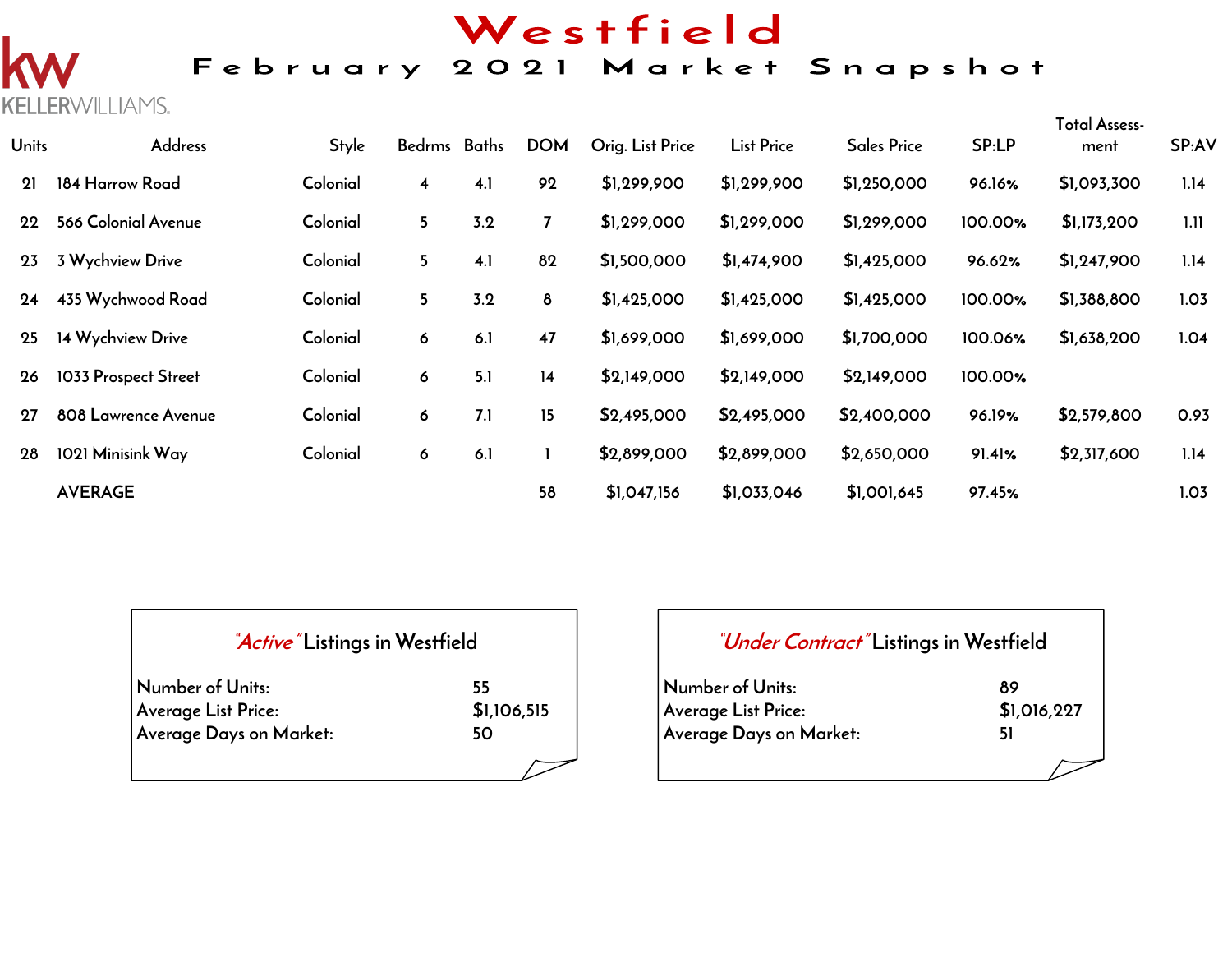# Westfield

## February 2021 Market Snapshot

KELLERWILLIAMS.

| Units | Address | Style | Bedrms | Baths | DOM | Orig. List Price | List Price | Sales Price | SP:LP | Total Assessment | SP:AV |
|---|---|---|---|---|---|---|---|---|---|---|---|
| 21 | 184 Harrow Road | Colonial | 4 | 4.1 | 92 | $1,299,900 | $1,299,900 | $1,250,000 | 96.16% | $1,093,300 | 1.14 |
| 22 | 566 Colonial Avenue | Colonial | 5 | 3.2 | 7 | $1,299,000 | $1,299,000 | $1,299,000 | 100.00% | $1,173,200 | 1.11 |
| 23 | 3 Wychview Drive | Colonial | 5 | 4.1 | 82 | $1,500,000 | $1,474,900 | $1,425,000 | 96.62% | $1,247,900 | 1.14 |
| 24 | 435 Wychwood Road | Colonial | 5 | 3.2 | 8 | $1,425,000 | $1,425,000 | $1,425,000 | 100.00% | $1,388,800 | 1.03 |
| 25 | 14 Wychview Drive | Colonial | 6 | 6.1 | 47 | $1,699,000 | $1,699,000 | $1,700,000 | 100.06% | $1,638,200 | 1.04 |
| 26 | 1033 Prospect Street | Colonial | 6 | 5.1 | 14 | $2,149,000 | $2,149,000 | $2,149,000 | 100.00% | | |
| 27 | 808 Lawrence Avenue | Colonial | 6 | 7.1 | 15 | $2,495,000 | $2,495,000 | $2,400,000 | 96.19% | $2,579,800 | 0.93 |
| 28 | 1021 Minisink Way | Colonial | 6 | 6.1 | 1 | $2,899,000 | $2,899,000 | $2,650,000 | 91.41% | $2,317,600 | 1.14 |
| | AVERAGE | | | | 58 | $1,047,156 | $1,033,046 | $1,001,645 | 97.45% | | 1.03 |

### *"Active"* Listings in Westfield

| | |
|---|---|
| Number of Units: | 55 |
| Average List Price: | $1,106,515 |
| Average Days on Market: | 50 |

### *"Under Contract"* Listings in Westfield

| | |
|---|---|
| Number of Units: | 89 |
| Average List Price: | $1,016,227 |
| Average Days on Market: | 51 |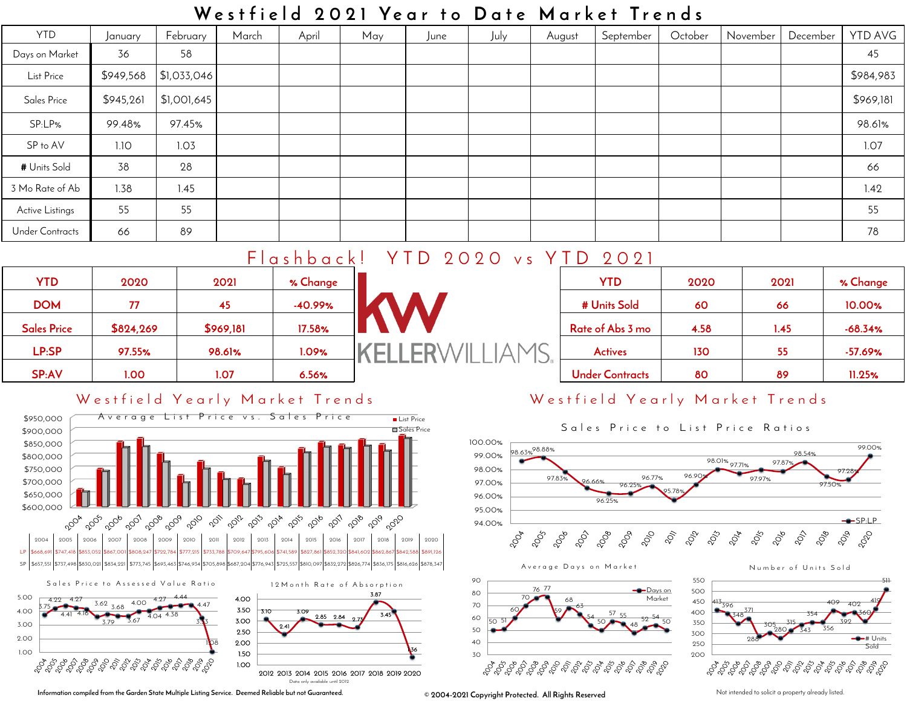# Westfield 2021 Year to Date Market Trends

| YTD | January | February | March | April | May | June | July | August | September | October | November | December | YTD AVG |
|---|---|---|---|---|---|---|---|---|---|---|---|---|---|
| Days on Market | 36 | 58 | | | | | | | | | | | 45 |
| List Price | $949,568 | $1,033,046 | | | | | | | | | | | $984,983 |
| Sales Price | $945,261 | $1,001,645 | | | | | | | | | | | $969,181 |
| SP:LP% | 99.48% | 97.45% | | | | | | | | | | | 98.61% |
| SP to AV | 1.10 | 1.03 | | | | | | | | | | | 1.07 |
| # Units Sold | 38 | 28 | | | | | | | | | | | 66 |
| 3 Mo Rate of Ab | 1.38 | 1.45 | | | | | | | | | | | 1.42 |
| Active Listings | 55 | 55 | | | | | | | | | | | 55 |
| Under Contracts | 66 | 89 | | | | | | | | | | | 78 |

## Flashback! YTD 2020 vs YTD 2021

| YTD | 2020 | 2021 | % Change |
|---|---|---|---|
| DOM | 77 | 45 | -40.99% |
| Sales Price | $824,269 | $969,181 | 17.58% |
| LP:SP | 97.55% | 98.61% | 1.09% |
| SP:AV | 1.00 | 1.07 | 6.56% |

KELLERWILLIAMS.

| YTD | 2020 | 2021 | % Change |
|---|---|---|---|
| # Units Sold | 60 | 66 | 10.00% |
| Rate of Abs 3 mo | 4.58 | 1.45 | -68.34% |
| Actives | 130 | 55 | -57.69% |
| Under Contracts | 80 | 89 | 11.25% |

## Westfield Yearly Market Trends

Average List Price vs. Sales Price

List Price
Sales Price

$950,000 $900,000 $850,000 $800,000 $750,000 $700,000 $650,000 $600,000

2004 2005 2006 2007 2008 2009 2010 2011 2012 2013 2014 2015 2016 2017 2018 2019 2020

| | 2004 | 2005 | 2006 | 2007 | 2008 | 2009 | 2010 | 2011 | 2012 | 2013 | 2014 | 2015 | 2016 | 2017 | 2018 | 2019 | 2020 |
|---|---|---|---|---|---|---|---|---|---|---|---|---|---|---|---|---|---|
| LP | $668,691 | $747,418 | $853,052 | $867,001 | $808,247 | $722,784 | $777,215 | $733,788 | $709,647 | $795,606 | $741,589 | $827,861 | $852,320 | $841,602 | $862,867 | $842,588 | $891,126 |
| SP | $657,551 | $737,498 | $830,021 | $834,221 | $773,745 | $693,463 | $746,934 | $705,898 | $687,204 | $776,943 | $725,557 | $810,097 | $832,272 | $826,774 | $836,175 | $816,626 | $878,347 |

Sales Price to Assessed Value Ratio

5.00 4.00 3.00 2.00 1.00

3.75 4.22 4.41 4.27 4.16 3.62 3.79 3.68 3.67 4.00 4.04 4.27 4.38 4.44 4.47 3.53 1.08

2004 2005 2006 2007 2008 2009 2010 2011 2012 2013 2014 2015 2016 2017 2018 2019 2020

12Month Rate of Absorption

4.00 3.50 3.00 2.50 2.00 1.50 1.00

3.10 2.41 3.09 2.85 2.84 2.73 3.87 3.45 1.36

2012 2013 2014 2015 2016 2017 2018 2019 2020

Data only available until 2012

## Westfield Yearly Market Trends

Sales Price to List Price Ratios

100.00% 99.00% 98.00% 97.00% 96.00% 95.00% 94.00%

98.63% 98.88% 97.83% 96.66% 96.25% 96.25% 96.77% 95.78% 96.90% 98.01% 97.71% 97.97% 97.87% 98.54% 97.50% 97.28% 99.00%

SP:LP

2004 2005 2006 2007 2008 2009 2010 2011 2012 2013 2014 2015 2016 2017 2018 2019 2020

Average Days on Market

90 80 70 60 50 40 30

50 51 60 70 76 77 59 68 63 54 50 57 55 48 52 54 50

Days on Market

2004 2005 2006 2007 2008 2009 2010 2011 2012 2013 2014 2015 2016 2017 2018 2019 2020

Number of Units Sold

550 500 450 400 350 300 250 200

413 396 348 371 288 305 280 315 343 354 356 409 392 402 360 419 511

# Units Sold

2004 2005 2006 2007 2008 2009 2010 2011 2012 2013 2014 2015 2016 2017 2018 2019 2020

Information compiled from the Garden State Multiple Listing Service. Deemed Reliable but not Guaranteed.

© 2004-2021 Copyright Protected. All Rights Reserved

Not intended to solicit a property already listed.